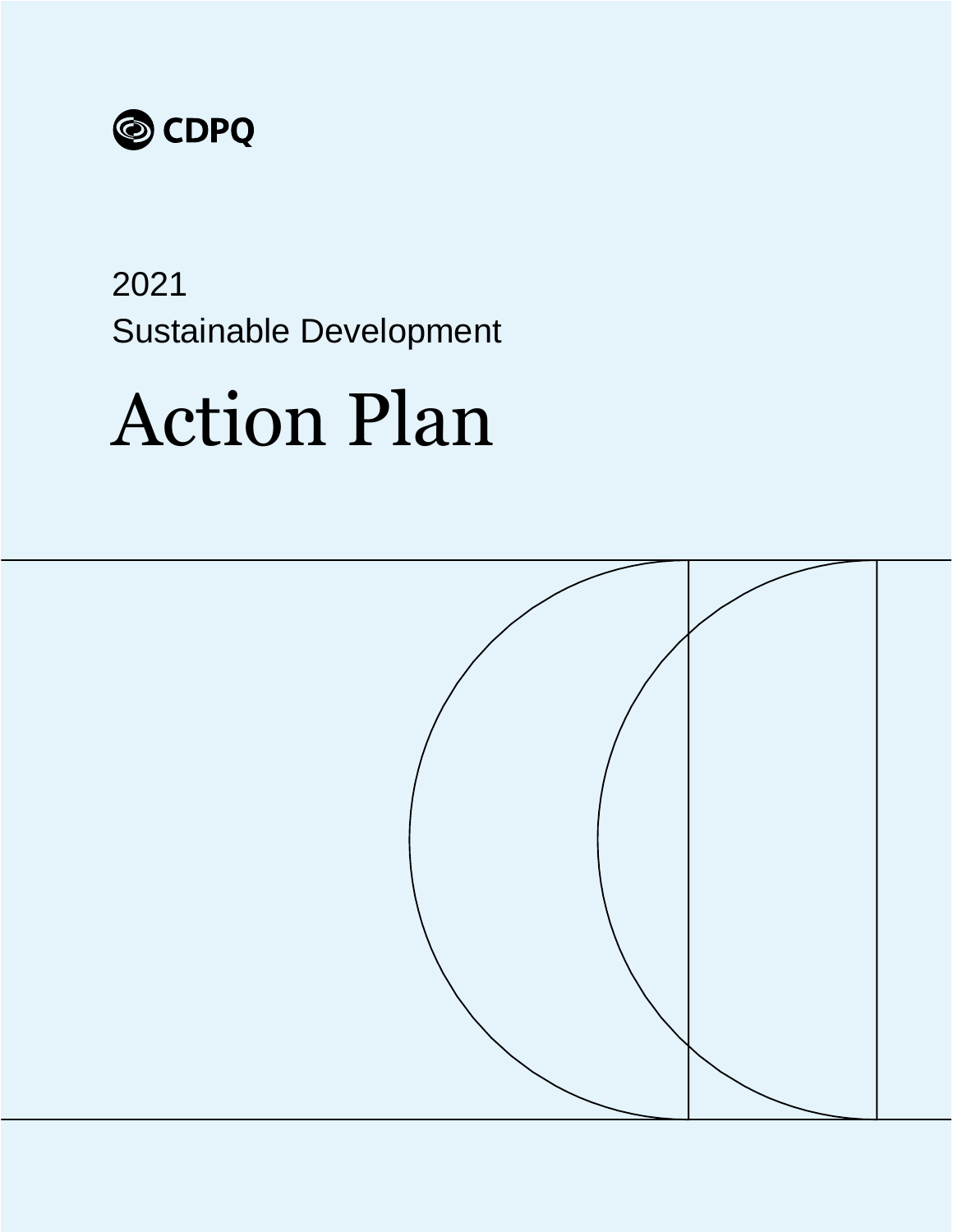CDPQ

2021

Sustainable Development

# Action Plan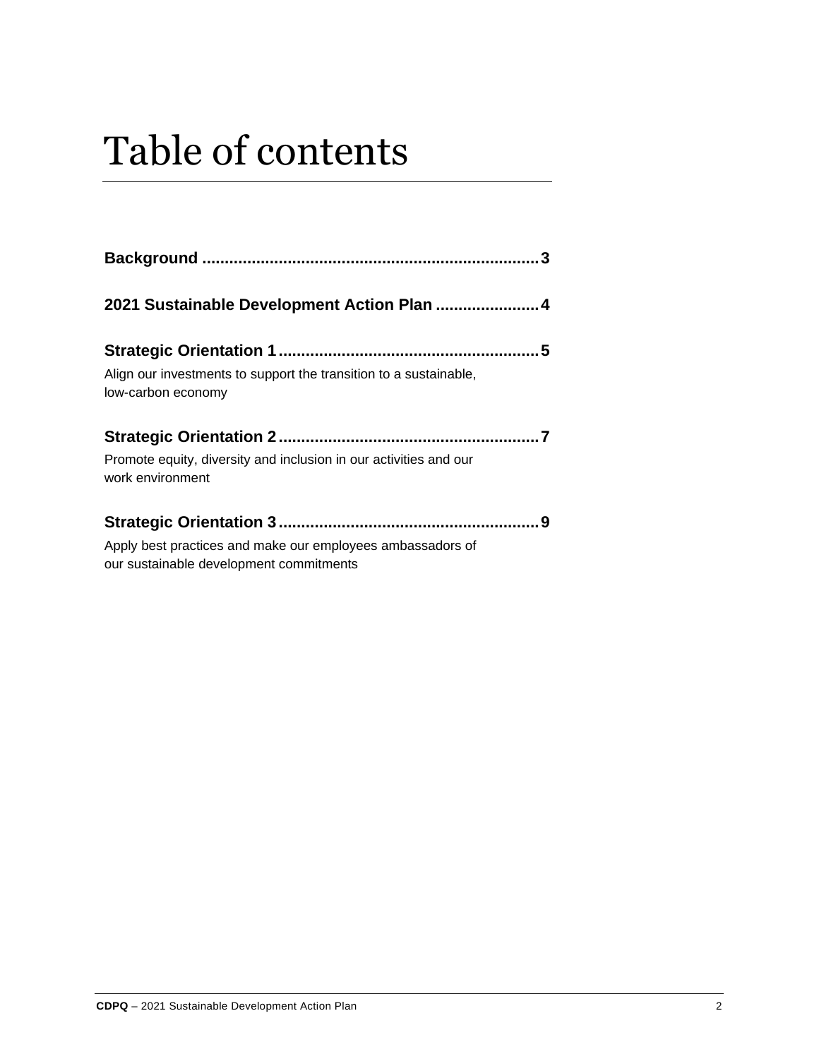# Table of contents

**Background** ........................................................................ **3**

**2021 Sustainable Development Action Plan** ...................... **4**

**Strategic Orientation 1** ......................................................... **5**

Align our investments to support the transition to a sustainable, low-carbon economy

**Strategic Orientation 2** ......................................................... **7**

Promote equity, diversity and inclusion in our activities and our work environment

**Strategic Orientation 3** ......................................................... **9**

Apply best practices and make our employees ambassadors of our sustainable development commitments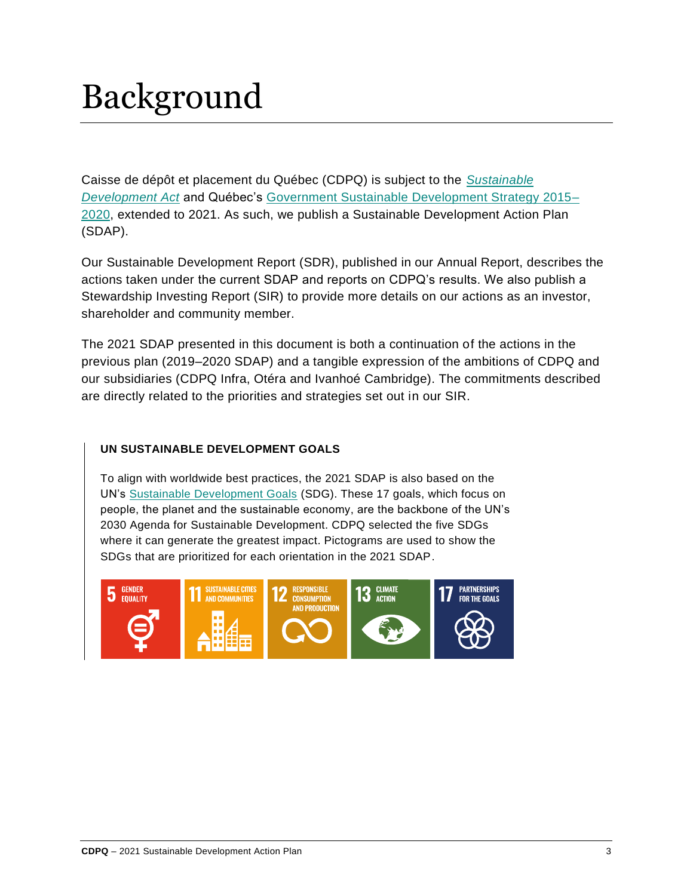# Background

Caisse de dépôt et placement du Québec (CDPQ) is subject to the *Sustainable Development Act* and Québec's Government Sustainable Development Strategy 2015–2020, extended to 2021. As such, we publish a Sustainable Development Action Plan (SDAP).

Our Sustainable Development Report (SDR), published in our Annual Report, describes the actions taken under the current SDAP and reports on CDPQ's results. We also publish a Stewardship Investing Report (SIR) to provide more details on our actions as an investor, shareholder and community member.

The 2021 SDAP presented in this document is both a continuation of the actions in the previous plan (2019–2020 SDAP) and a tangible expression of the ambitions of CDPQ and our subsidiaries (CDPQ Infra, Otéra and Ivanhoé Cambridge). The commitments described are directly related to the priorities and strategies set out in our SIR.

**UN SUSTAINABLE DEVELOPMENT GOALS**

To align with worldwide best practices, the 2021 SDAP is also based on the UN's Sustainable Development Goals (SDG). These 17 goals, which focus on people, the planet and the sustainable economy, are the backbone of the UN's 2030 Agenda for Sustainable Development. CDPQ selected the five SDGs where it can generate the greatest impact. Pictograms are used to show the SDGs that are prioritized for each orientation in the 2021 SDAP.

5 GENDER EQUALITY | 11 SUSTAINABLE CITIES AND COMMUNITIES | 12 RESPONSIBLE CONSUMPTION AND PRODUCTION | 13 CLIMATE ACTION | 17 PARTNERSHIPS FOR THE GOALS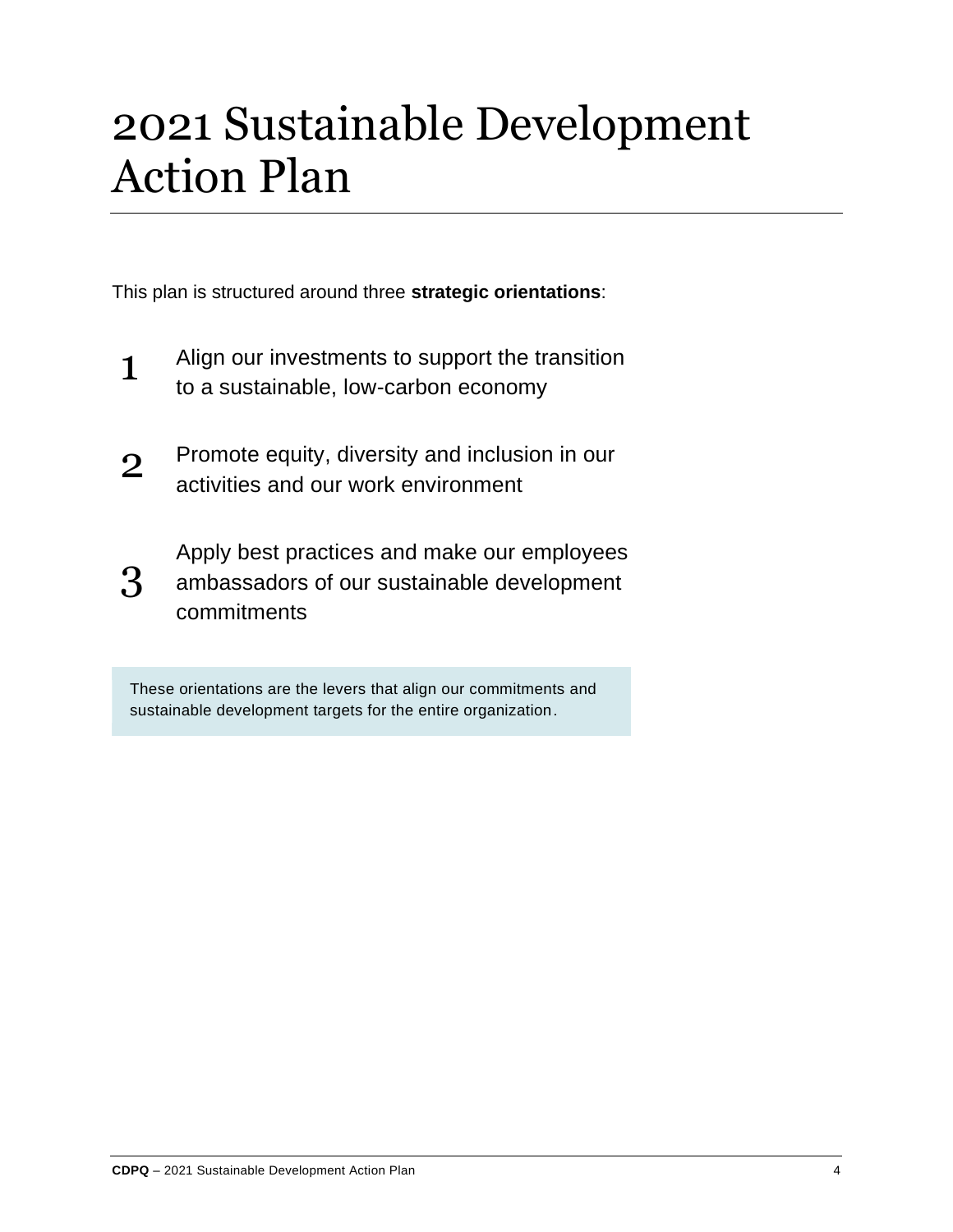# 2021 Sustainable Development Action Plan

This plan is structured around three **strategic orientations**:

1. Align our investments to support the transition to a sustainable, low-carbon economy
2. Promote equity, diversity and inclusion in our activities and our work environment
3. Apply best practices and make our employees ambassadors of our sustainable development commitments

These orientations are the levers that align our commitments and sustainable development targets for the entire organization.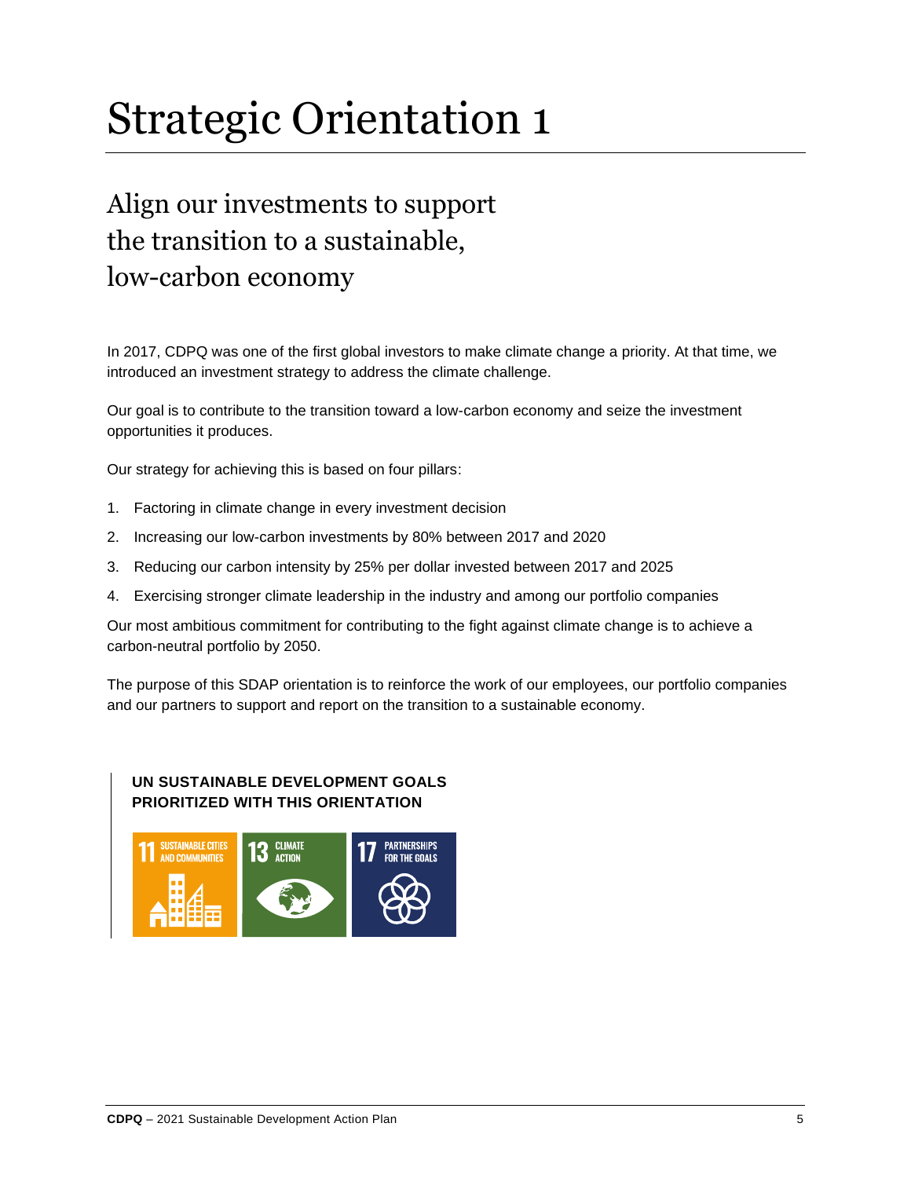# Strategic Orientation 1

## Align our investments to support the transition to a sustainable, low-carbon economy

In 2017, CDPQ was one of the first global investors to make climate change a priority. At that time, we introduced an investment strategy to address the climate challenge.

Our goal is to contribute to the transition toward a low-carbon economy and seize the investment opportunities it produces.

Our strategy for achieving this is based on four pillars:

1. Factoring in climate change in every investment decision
2. Increasing our low-carbon investments by 80% between 2017 and 2020
3. Reducing our carbon intensity by 25% per dollar invested between 2017 and 2025
4. Exercising stronger climate leadership in the industry and among our portfolio companies

Our most ambitious commitment for contributing to the fight against climate change is to achieve a carbon-neutral portfolio by 2050.

The purpose of this SDAP orientation is to reinforce the work of our employees, our portfolio companies and our partners to support and report on the transition to a sustainable economy.

**UN SUSTAINABLE DEVELOPMENT GOALS PRIORITIZED WITH THIS ORIENTATION**

11 SUSTAINABLE CITIES AND COMMUNITIES

13 CLIMATE ACTION

17 PARTNERSHIPS FOR THE GOALS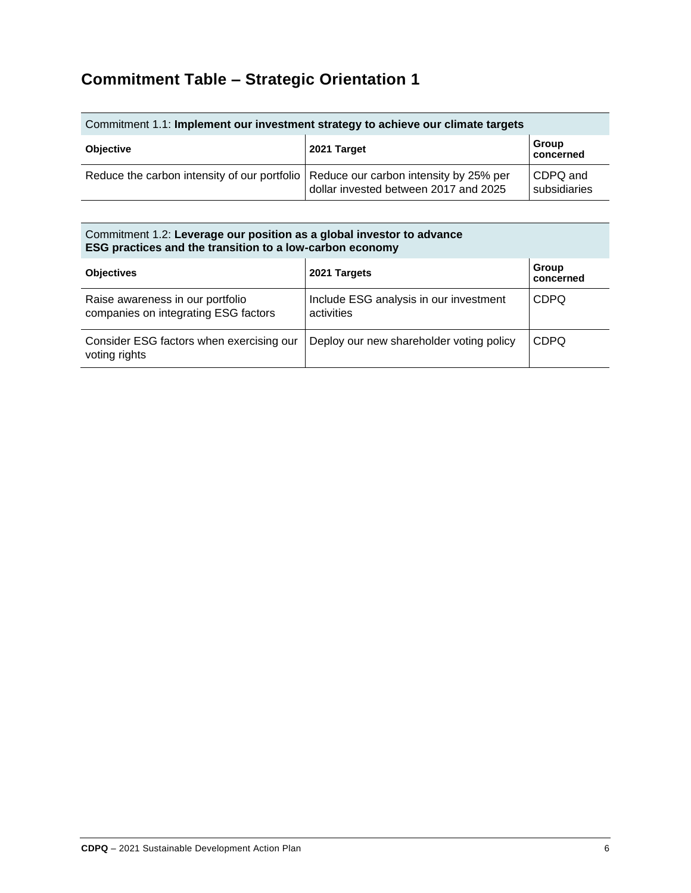# Commitment Table – Strategic Orientation 1

| Commitment 1.1: **Implement our investment strategy to achieve our climate targets** | | |
|---|---|---|
| **Objective** | **2021 Target** | **Group concerned** |
| Reduce the carbon intensity of our portfolio | Reduce our carbon intensity by 25% per dollar invested between 2017 and 2025 | CDPQ and subsidiaries |

| Commitment 1.2: **Leverage our position as a global investor to advance ESG practices and the transition to a low-carbon economy** | | |
|---|---|---|
| **Objectives** | **2021 Targets** | **Group concerned** |
| Raise awareness in our portfolio companies on integrating ESG factors | Include ESG analysis in our investment activities | CDPQ |
| Consider ESG factors when exercising our voting rights | Deploy our new shareholder voting policy | CDPQ |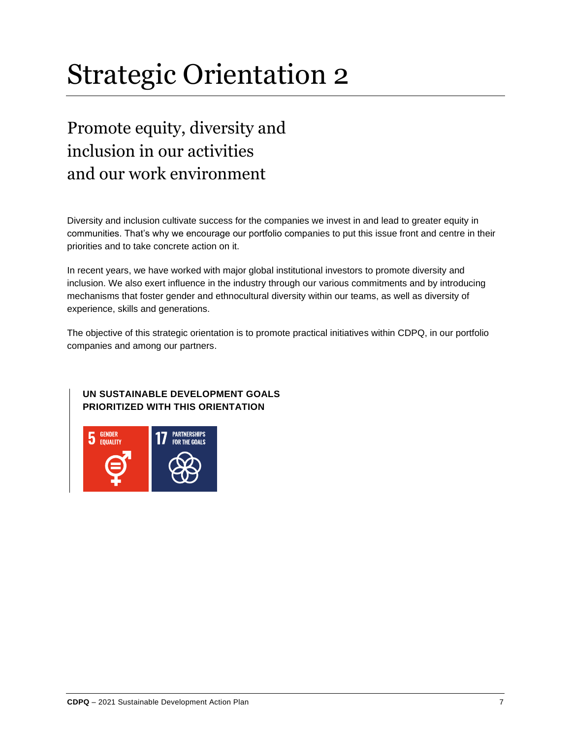# Strategic Orientation 2

## Promote equity, diversity and inclusion in our activities and our work environment

Diversity and inclusion cultivate success for the companies we invest in and lead to greater equity in communities. That's why we encourage our portfolio companies to put this issue front and centre in their priorities and to take concrete action on it.

In recent years, we have worked with major global institutional investors to promote diversity and inclusion. We also exert influence in the industry through our various commitments and by introducing mechanisms that foster gender and ethnocultural diversity within our teams, as well as diversity of experience, skills and generations.

The objective of this strategic orientation is to promote practical initiatives within CDPQ, in our portfolio companies and among our partners.

**UN SUSTAINABLE DEVELOPMENT GOALS PRIORITIZED WITH THIS ORIENTATION**

5 GENDER EQUALITY

17 PARTNERSHIPS FOR THE GOALS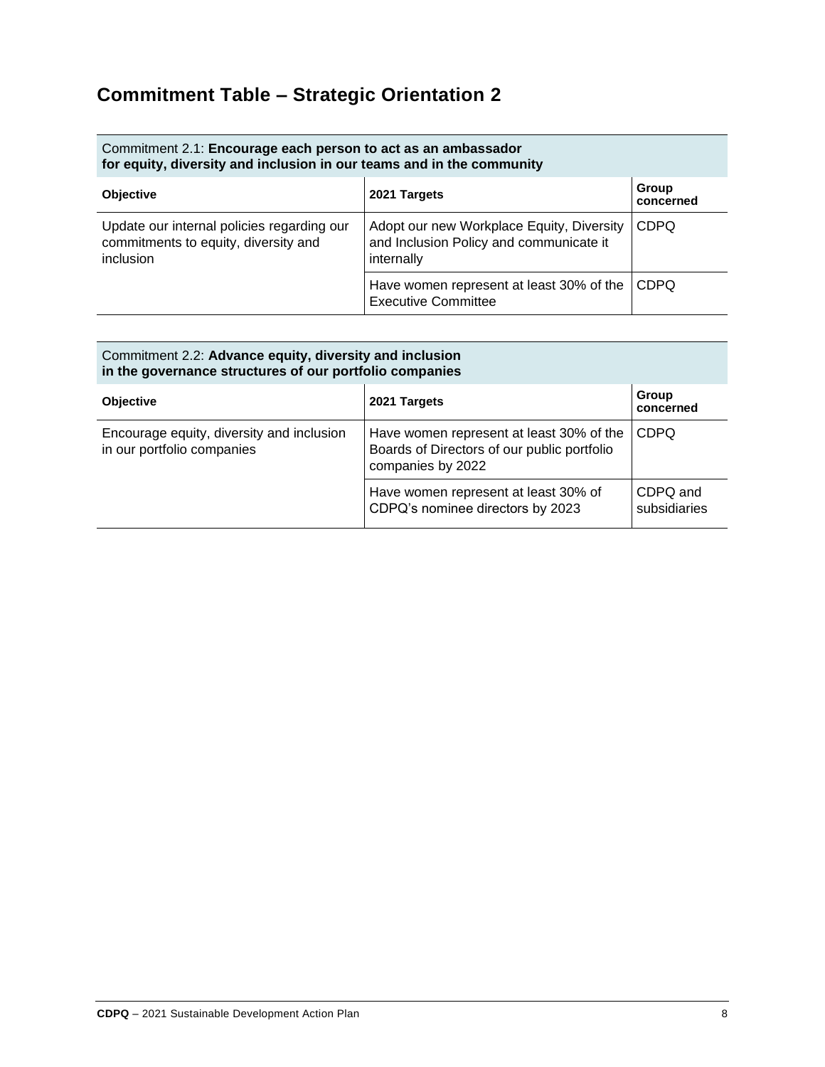## Commitment Table – Strategic Orientation 2

| Commitment 2.1: **Encourage each person to act as an ambassador for equity, diversity and inclusion in our teams and in the community** | | |
|---|---|---|
| **Objective** | **2021 Targets** | **Group concerned** |
| Update our internal policies regarding our commitments to equity, diversity and inclusion | Adopt our new Workplace Equity, Diversity and Inclusion Policy and communicate it internally | CDPQ |
| | Have women represent at least 30% of the Executive Committee | CDPQ |

| Commitment 2.2: **Advance equity, diversity and inclusion in the governance structures of our portfolio companies** | | |
|---|---|---|
| **Objective** | **2021 Targets** | **Group concerned** |
| Encourage equity, diversity and inclusion in our portfolio companies | Have women represent at least 30% of the Boards of Directors of our public portfolio companies by 2022 | CDPQ |
| | Have women represent at least 30% of CDPQ's nominee directors by 2023 | CDPQ and subsidiaries |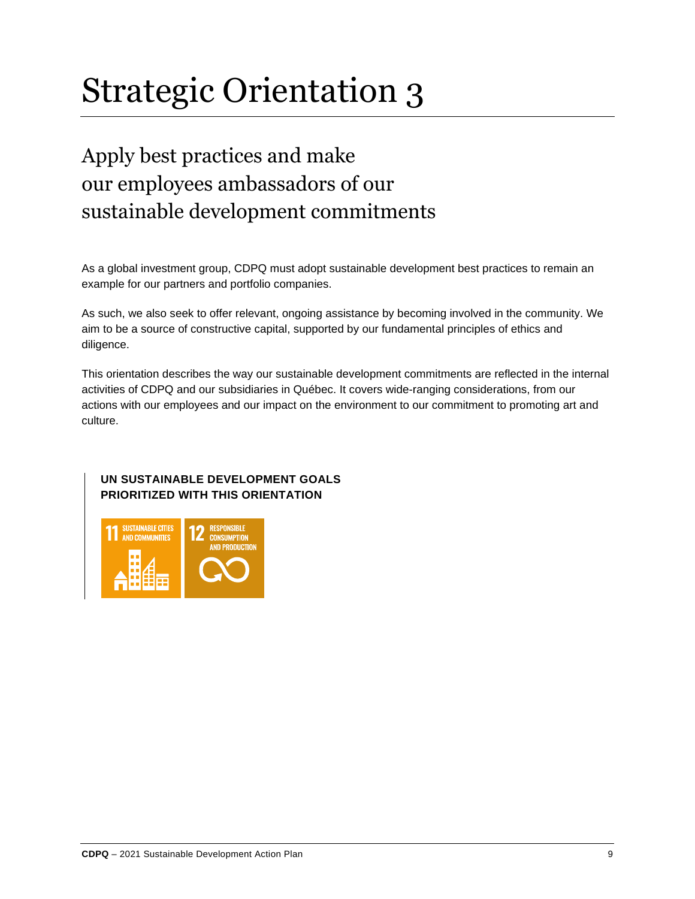# Strategic Orientation 3

## Apply best practices and make our employees ambassadors of our sustainable development commitments

As a global investment group, CDPQ must adopt sustainable development best practices to remain an example for our partners and portfolio companies.

As such, we also seek to offer relevant, ongoing assistance by becoming involved in the community. We aim to be a source of constructive capital, supported by our fundamental principles of ethics and diligence.

This orientation describes the way our sustainable development commitments are reflected in the internal activities of CDPQ and our subsidiaries in Québec. It covers wide-ranging considerations, from our actions with our employees and our impact on the environment to our commitment to promoting art and culture.

**UN SUSTAINABLE DEVELOPMENT GOALS PRIORITIZED WITH THIS ORIENTATION**

11 SUSTAINABLE CITIES AND COMMUNITIES

12 RESPONSIBLE CONSUMPTION AND PRODUCTION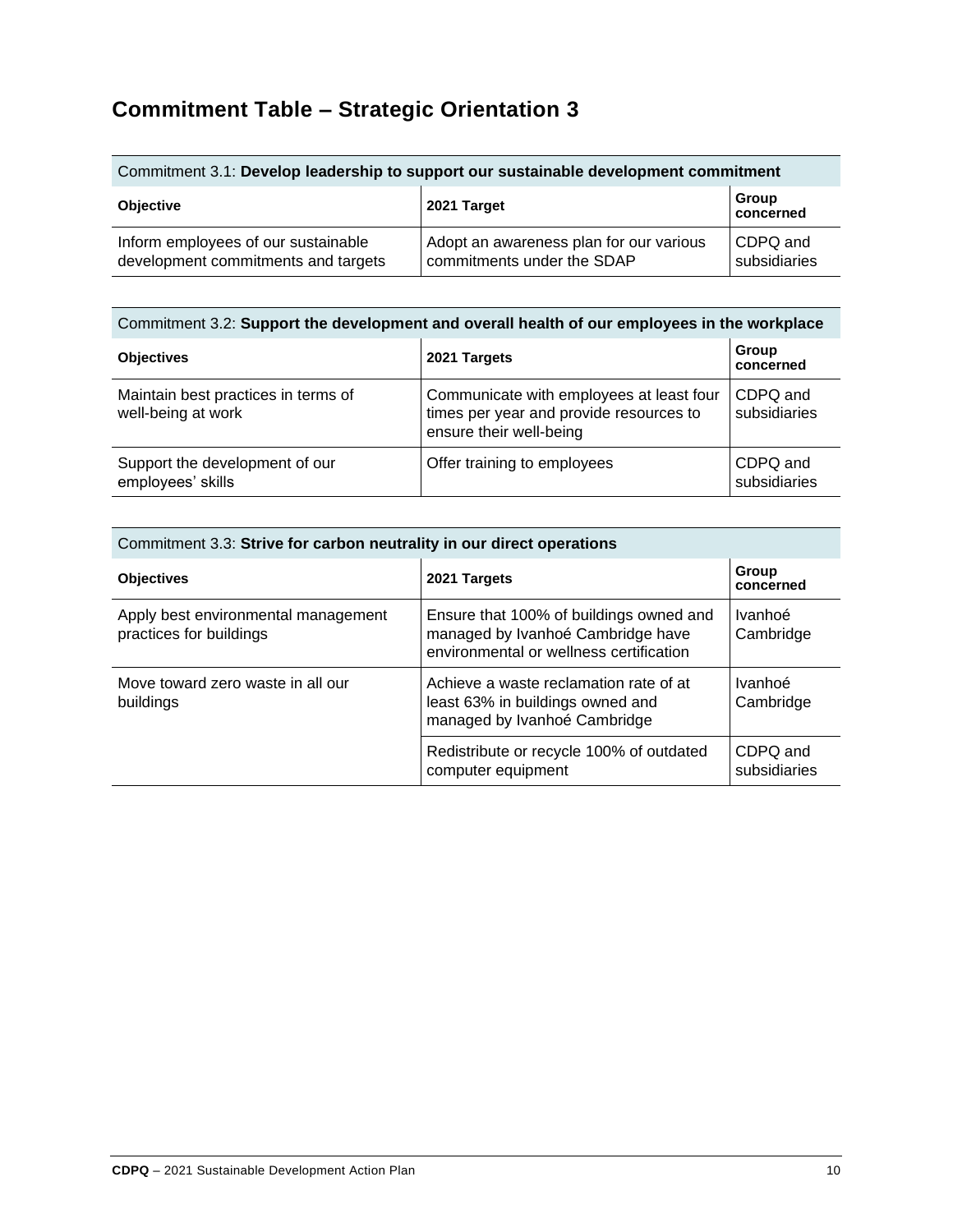## Commitment Table – Strategic Orientation 3

| Commitment 3.1: **Develop leadership to support our sustainable development commitment** | | |
|---|---|---|
| **Objective** | **2021 Target** | **Group concerned** |
| Inform employees of our sustainable development commitments and targets | Adopt an awareness plan for our various commitments under the SDAP | CDPQ and subsidiaries |

| Commitment 3.2: **Support the development and overall health of our employees in the workplace** | | |
|---|---|---|
| **Objectives** | **2021 Targets** | **Group concerned** |
| Maintain best practices in terms of well-being at work | Communicate with employees at least four times per year and provide resources to ensure their well-being | CDPQ and subsidiaries |
| Support the development of our employees' skills | Offer training to employees | CDPQ and subsidiaries |

| Commitment 3.3: **Strive for carbon neutrality in our direct operations** | | |
|---|---|---|
| **Objectives** | **2021 Targets** | **Group concerned** |
| Apply best environmental management practices for buildings | Ensure that 100% of buildings owned and managed by Ivanhoé Cambridge have environmental or wellness certification | Ivanhoé Cambridge |
| Move toward zero waste in all our buildings | Achieve a waste reclamation rate of at least 63% in buildings owned and managed by Ivanhoé Cambridge | Ivanhoé Cambridge |
| | Redistribute or recycle 100% of outdated computer equipment | CDPQ and subsidiaries |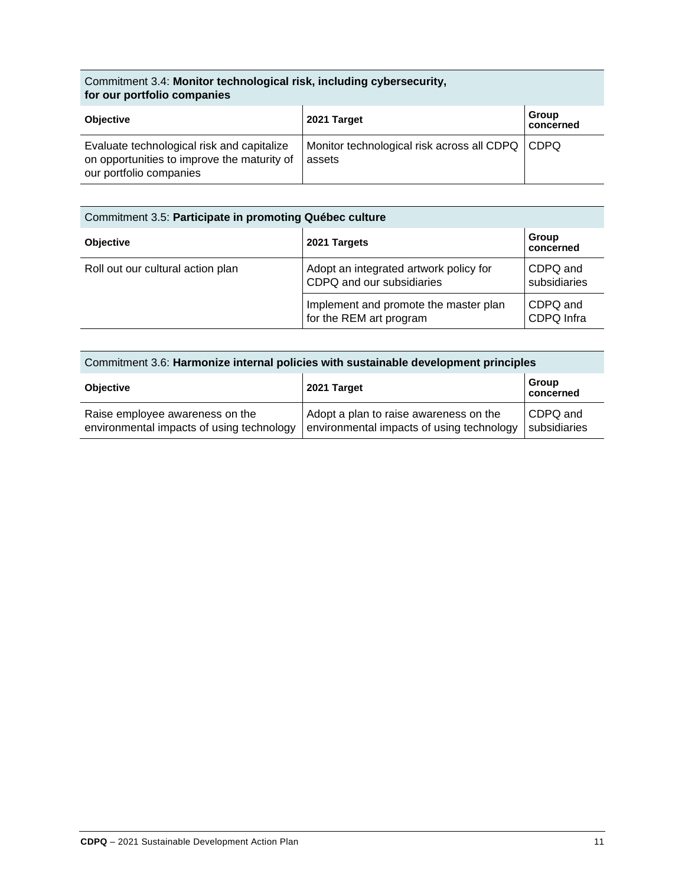| Commitment 3.4: **Monitor technological risk, including cybersecurity, for our portfolio companies** | | |
|---|---|---|
| **Objective** | **2021 Target** | **Group concerned** |
| Evaluate technological risk and capitalize on opportunities to improve the maturity of our portfolio companies | Monitor technological risk across all CDPQ assets | CDPQ |

| Commitment 3.5: **Participate in promoting Québec culture** | | |
|---|---|---|
| **Objective** | **2021 Targets** | **Group concerned** |
| Roll out our cultural action plan | Adopt an integrated artwork policy for CDPQ and our subsidiaries | CDPQ and subsidiaries |
| | Implement and promote the master plan for the REM art program | CDPQ and CDPQ Infra |

| Commitment 3.6: **Harmonize internal policies with sustainable development principles** | | |
|---|---|---|
| **Objective** | **2021 Target** | **Group concerned** |
| Raise employee awareness on the environmental impacts of using technology | Adopt a plan to raise awareness on the environmental impacts of using technology | CDPQ and subsidiaries |